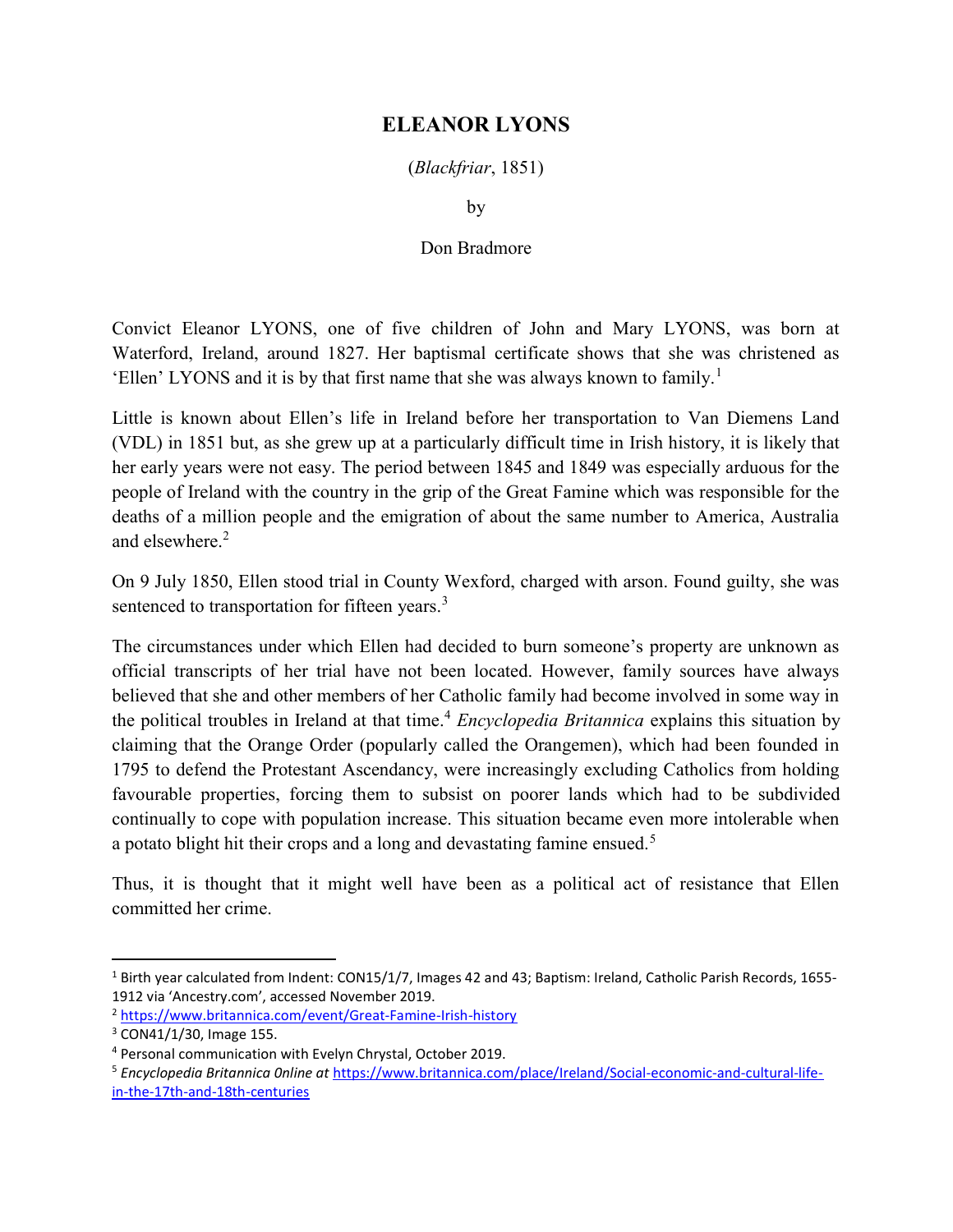# ELEANOR LYONS

(*Blackfriar*, 1851)

by

Don Bradmore

Convict Eleanor LYONS, one of five children of John and Mary LYONS, was born at Waterford, Ireland, around 1827. Her baptismal certificate shows that she was christened as 'Ellen' LYONS and it is by that first name that she was always known to family.[1]

Little is known about Ellen's life in Ireland before her transportation to Van Diemens Land (VDL) in 1851 but, as she grew up at a particularly difficult time in Irish history, it is likely that her early years were not easy. The period between 1845 and 1849 was especially arduous for the people of Ireland with the country in the grip of the Great Famine which was responsible for the deaths of a million people and the emigration of about the same number to America, Australia and elsewhere.[2]

On 9 July 1850, Ellen stood trial in County Wexford, charged with arson. Found guilty, she was sentenced to transportation for fifteen years.[3]

The circumstances under which Ellen had decided to burn someone's property are unknown as official transcripts of her trial have not been located. However, family sources have always believed that she and other members of her Catholic family had become involved in some way in the political troubles in Ireland at that time.[4] *Encyclopedia Britannica* explains this situation by claiming that the Orange Order (popularly called the Orangemen), which had been founded in 1795 to defend the Protestant Ascendancy, were increasingly excluding Catholics from holding favourable properties, forcing them to subsist on poorer lands which had to be subdivided continually to cope with population increase. This situation became even more intolerable when a potato blight hit their crops and a long and devastating famine ensued.[5]

Thus, it is thought that it might well have been as a political act of resistance that Ellen committed her crime.

---

[1] Birth year calculated from Indent: CON15/1/7, Images 42 and 43; Baptism: Ireland, Catholic Parish Records, 1655-1912 via 'Ancestry.com', accessed November 2019.

[2] https://www.britannica.com/event/Great-Famine-Irish-history

[3] CON41/1/30, Image 155.

[4] Personal communication with Evelyn Chrystal, October 2019.

[5] *Encyclopedia Britannica 0nline at* https://www.britannica.com/place/Ireland/Social-economic-and-cultural-life-in-the-17th-and-18th-centuries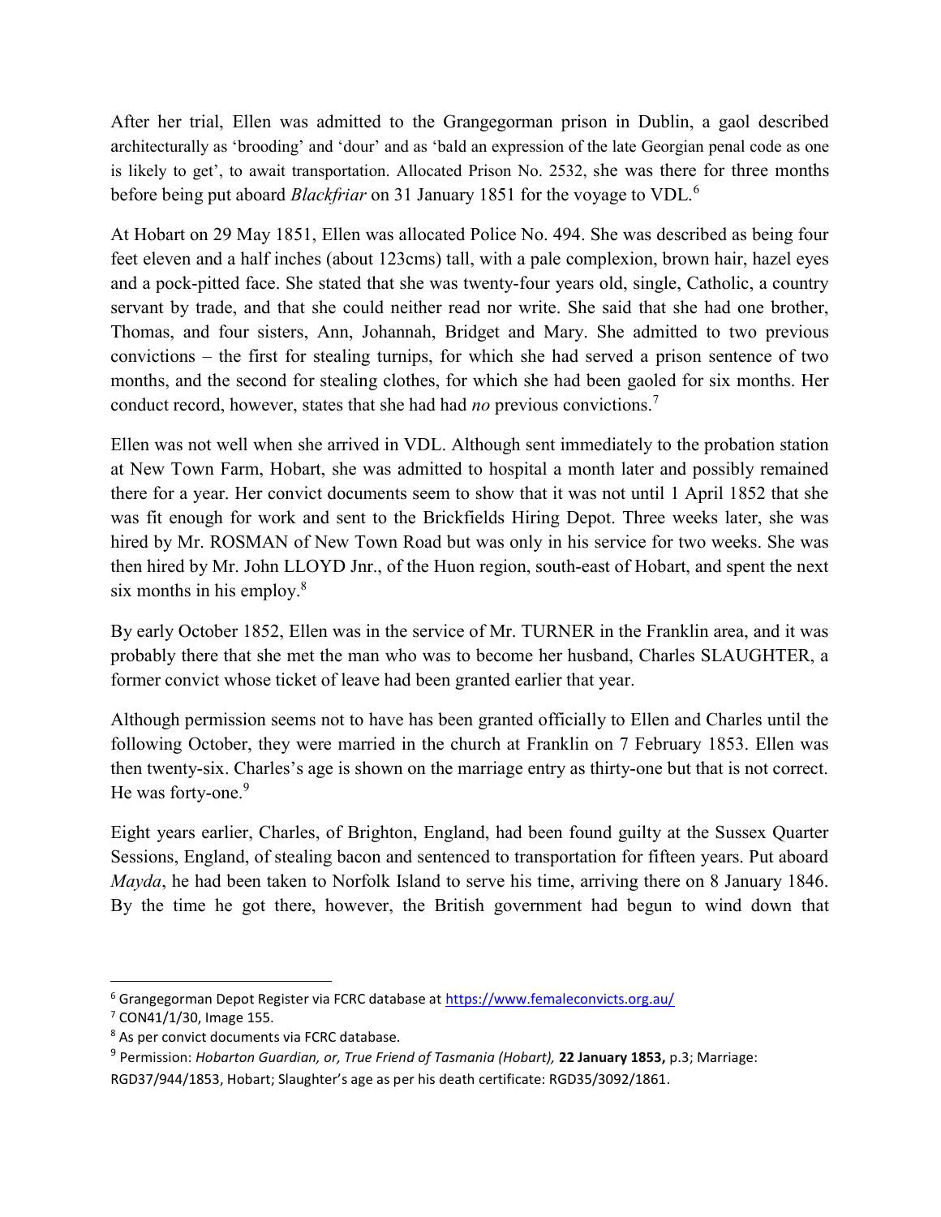After her trial, Ellen was admitted to the Grangegorman prison in Dublin, a gaol described architecturally as 'brooding' and 'dour' and as 'bald an expression of the late Georgian penal code as one is likely to get', to await transportation. Allocated Prison No. 2532, she was there for three months before being put aboard *Blackfriar* on 31 January 1851 for the voyage to VDL.[6]

At Hobart on 29 May 1851, Ellen was allocated Police No. 494. She was described as being four feet eleven and a half inches (about 123cms) tall, with a pale complexion, brown hair, hazel eyes and a pock-pitted face. She stated that she was twenty-four years old, single, Catholic, a country servant by trade, and that she could neither read nor write. She said that she had one brother, Thomas, and four sisters, Ann, Johannah, Bridget and Mary. She admitted to two previous convictions – the first for stealing turnips, for which she had served a prison sentence of two months, and the second for stealing clothes, for which she had been gaoled for six months. Her conduct record, however, states that she had had *no* previous convictions.[7]

Ellen was not well when she arrived in VDL. Although sent immediately to the probation station at New Town Farm, Hobart, she was admitted to hospital a month later and possibly remained there for a year. Her convict documents seem to show that it was not until 1 April 1852 that she was fit enough for work and sent to the Brickfields Hiring Depot. Three weeks later, she was hired by Mr. ROSMAN of New Town Road but was only in his service for two weeks. She was then hired by Mr. John LLOYD Jnr., of the Huon region, south-east of Hobart, and spent the next six months in his employ.[8]

By early October 1852, Ellen was in the service of Mr. TURNER in the Franklin area, and it was probably there that she met the man who was to become her husband, Charles SLAUGHTER, a former convict whose ticket of leave had been granted earlier that year.

Although permission seems not to have has been granted officially to Ellen and Charles until the following October, they were married in the church at Franklin on 7 February 1853. Ellen was then twenty-six. Charles's age is shown on the marriage entry as thirty-one but that is not correct. He was forty-one.[9]

Eight years earlier, Charles, of Brighton, England, had been found guilty at the Sussex Quarter Sessions, England, of stealing bacon and sentenced to transportation for fifteen years. Put aboard *Mayda*, he had been taken to Norfolk Island to serve his time, arriving there on 8 January 1846. By the time he got there, however, the British government had begun to wind down that

---

[6] Grangegorman Depot Register via FCRC database at https://www.femaleconvicts.org.au/

[7] CON41/1/30, Image 155.

[8] As per convict documents via FCRC database.

[9] Permission: *Hobarton Guardian, or, True Friend of Tasmania (Hobart),* **22 January 1853,** p.3; Marriage: RGD37/944/1853, Hobart; Slaughter's age as per his death certificate: RGD35/3092/1861.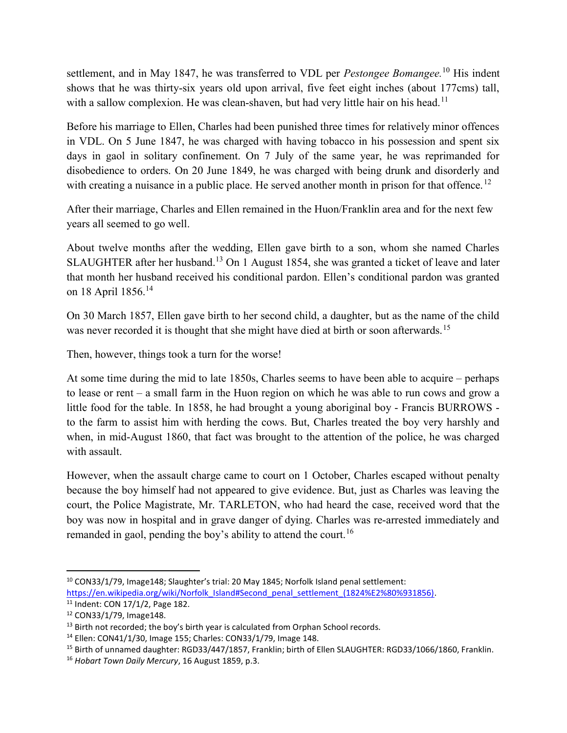settlement, and in May 1847, he was transferred to VDL per *Pestongee Bomangee.*[10] His indent shows that he was thirty-six years old upon arrival, five feet eight inches (about 177cms) tall, with a sallow complexion. He was clean-shaven, but had very little hair on his head.[11]

Before his marriage to Ellen, Charles had been punished three times for relatively minor offences in VDL. On 5 June 1847, he was charged with having tobacco in his possession and spent six days in gaol in solitary confinement. On 7 July of the same year, he was reprimanded for disobedience to orders. On 20 June 1849, he was charged with being drunk and disorderly and with creating a nuisance in a public place. He served another month in prison for that offence.[12]

After their marriage, Charles and Ellen remained in the Huon/Franklin area and for the next few years all seemed to go well.

About twelve months after the wedding, Ellen gave birth to a son, whom she named Charles SLAUGHTER after her husband.[13] On 1 August 1854, she was granted a ticket of leave and later that month her husband received his conditional pardon. Ellen's conditional pardon was granted on 18 April 1856.[14]

On 30 March 1857, Ellen gave birth to her second child, a daughter, but as the name of the child was never recorded it is thought that she might have died at birth or soon afterwards.[15]

Then, however, things took a turn for the worse!

At some time during the mid to late 1850s, Charles seems to have been able to acquire – perhaps to lease or rent – a small farm in the Huon region on which he was able to run cows and grow a little food for the table. In 1858, he had brought a young aboriginal boy - Francis BURROWS - to the farm to assist him with herding the cows. But, Charles treated the boy very harshly and when, in mid-August 1860, that fact was brought to the attention of the police, he was charged with assault.

However, when the assault charge came to court on 1 October, Charles escaped without penalty because the boy himself had not appeared to give evidence. But, just as Charles was leaving the court, the Police Magistrate, Mr. TARLETON, who had heard the case, received word that the boy was now in hospital and in grave danger of dying. Charles was re-arrested immediately and remanded in gaol, pending the boy's ability to attend the court.[16]

---

[10] CON33/1/79, Image148; Slaughter's trial: 20 May 1845; Norfolk Island penal settlement: https://en.wikipedia.org/wiki/Norfolk_Island#Second_penal_settlement_(1824%E2%80%931856).

[11] Indent: CON 17/1/2, Page 182.

[12] CON33/1/79, Image148.

[13] Birth not recorded; the boy's birth year is calculated from Orphan School records.

[14] Ellen: CON41/1/30, Image 155; Charles: CON33/1/79, Image 148.

[15] Birth of unnamed daughter: RGD33/447/1857, Franklin; birth of Ellen SLAUGHTER: RGD33/1066/1860, Franklin.

[16] *Hobart Town Daily Mercury*, 16 August 1859, p.3.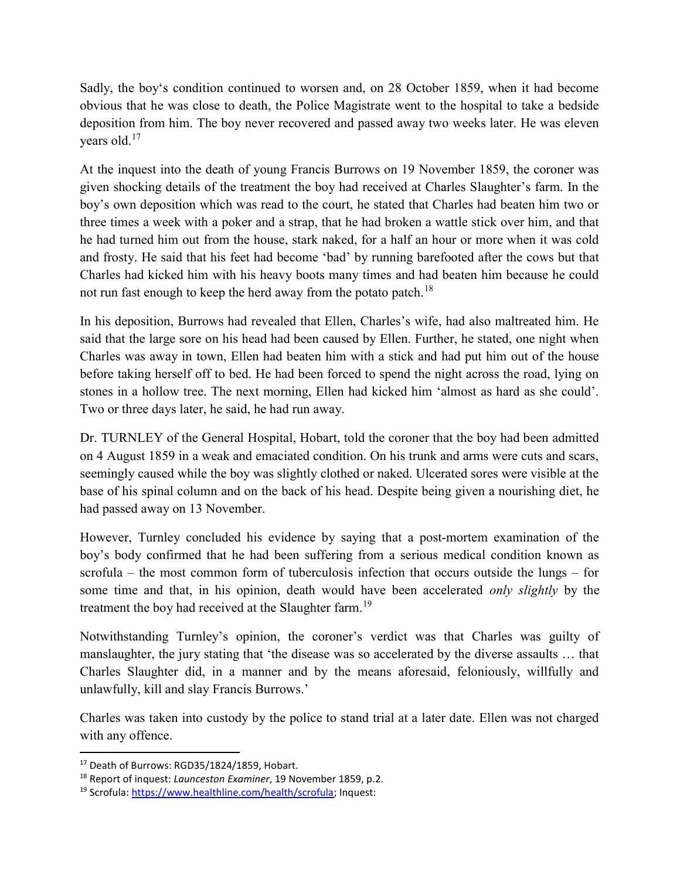Sadly, the boy's condition continued to worsen and, on 28 October 1859, when it had become obvious that he was close to death, the Police Magistrate went to the hospital to take a bedside deposition from him. The boy never recovered and passed away two weeks later. He was eleven years old.[17]

At the inquest into the death of young Francis Burrows on 19 November 1859, the coroner was given shocking details of the treatment the boy had received at Charles Slaughter's farm. In the boy's own deposition which was read to the court, he stated that Charles had beaten him two or three times a week with a poker and a strap, that he had broken a wattle stick over him, and that he had turned him out from the house, stark naked, for a half an hour or more when it was cold and frosty. He said that his feet had become 'bad' by running barefooted after the cows but that Charles had kicked him with his heavy boots many times and had beaten him because he could not run fast enough to keep the herd away from the potato patch.[18]

In his deposition, Burrows had revealed that Ellen, Charles's wife, had also maltreated him. He said that the large sore on his head had been caused by Ellen. Further, he stated, one night when Charles was away in town, Ellen had beaten him with a stick and had put him out of the house before taking herself off to bed. He had been forced to spend the night across the road, lying on stones in a hollow tree. The next morning, Ellen had kicked him 'almost as hard as she could'. Two or three days later, he said, he had run away.

Dr. TURNLEY of the General Hospital, Hobart, told the coroner that the boy had been admitted on 4 August 1859 in a weak and emaciated condition. On his trunk and arms were cuts and scars, seemingly caused while the boy was slightly clothed or naked. Ulcerated sores were visible at the base of his spinal column and on the back of his head. Despite being given a nourishing diet, he had passed away on 13 November.

However, Turnley concluded his evidence by saying that a post-mortem examination of the boy's body confirmed that he had been suffering from a serious medical condition known as scrofula – the most common form of tuberculosis infection that occurs outside the lungs – for some time and that, in his opinion, death would have been accelerated *only slightly* by the treatment the boy had received at the Slaughter farm.[19]

Notwithstanding Turnley's opinion, the coroner's verdict was that Charles was guilty of manslaughter, the jury stating that 'the disease was so accelerated by the diverse assaults … that Charles Slaughter did, in a manner and by the means aforesaid, feloniously, willfully and unlawfully, kill and slay Francis Burrows.'

Charles was taken into custody by the police to stand trial at a later date. Ellen was not charged with any offence.

---

[17] Death of Burrows: RGD35/1824/1859, Hobart.

[18] Report of inquest: *Launceston Examiner*, 19 November 1859, p.2.

[19] Scrofula: https://www.healthline.com/health/scrofula; Inquest: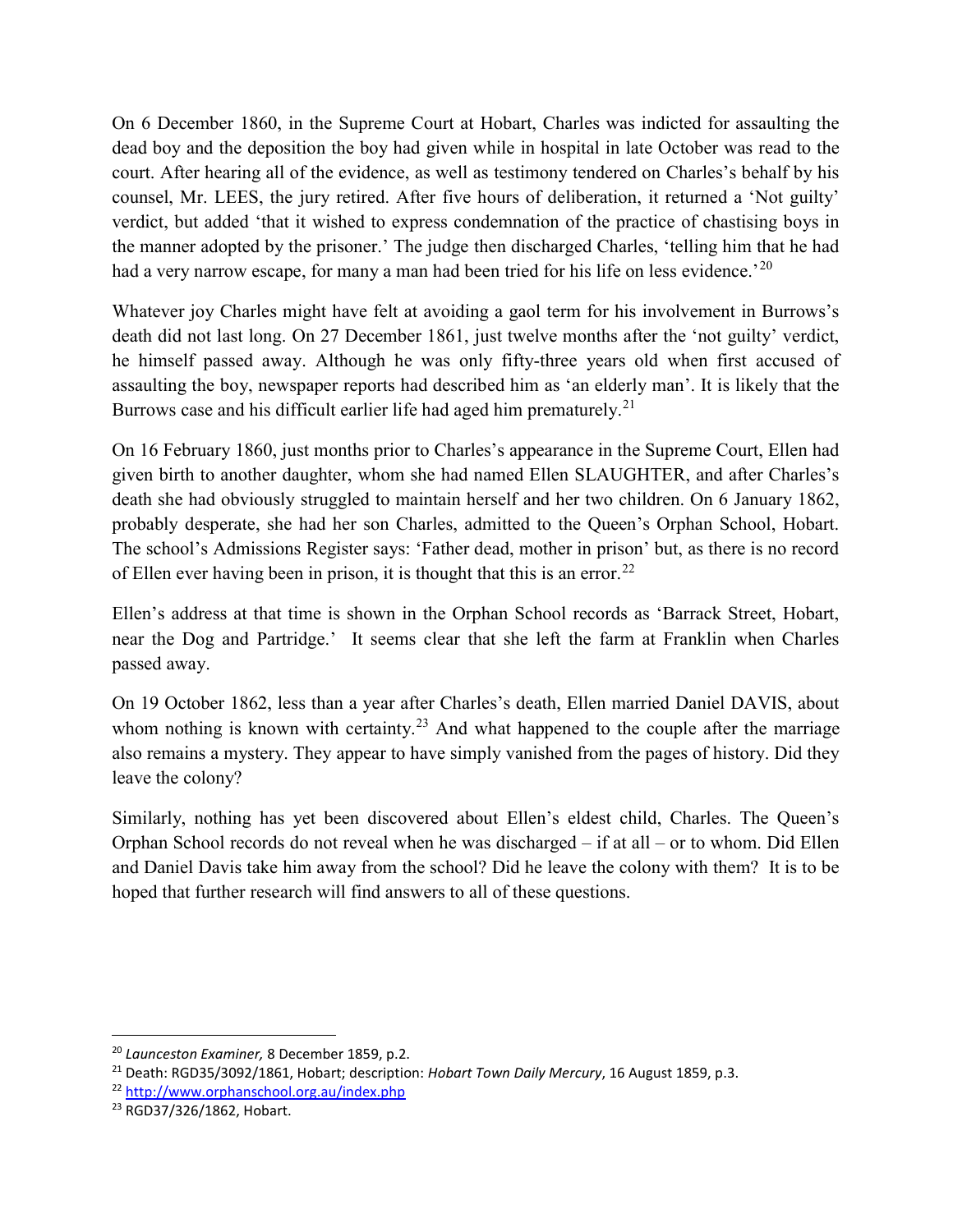On 6 December 1860, in the Supreme Court at Hobart, Charles was indicted for assaulting the dead boy and the deposition the boy had given while in hospital in late October was read to the court. After hearing all of the evidence, as well as testimony tendered on Charles's behalf by his counsel, Mr. LEES, the jury retired. After five hours of deliberation, it returned a 'Not guilty' verdict, but added 'that it wished to express condemnation of the practice of chastising boys in the manner adopted by the prisoner.' The judge then discharged Charles, 'telling him that he had had a very narrow escape, for many a man had been tried for his life on less evidence.'[20]

Whatever joy Charles might have felt at avoiding a gaol term for his involvement in Burrows's death did not last long. On 27 December 1861, just twelve months after the 'not guilty' verdict, he himself passed away. Although he was only fifty-three years old when first accused of assaulting the boy, newspaper reports had described him as 'an elderly man'. It is likely that the Burrows case and his difficult earlier life had aged him prematurely.[21]

On 16 February 1860, just months prior to Charles's appearance in the Supreme Court, Ellen had given birth to another daughter, whom she had named Ellen SLAUGHTER, and after Charles's death she had obviously struggled to maintain herself and her two children. On 6 January 1862, probably desperate, she had her son Charles, admitted to the Queen's Orphan School, Hobart. The school's Admissions Register says: 'Father dead, mother in prison' but, as there is no record of Ellen ever having been in prison, it is thought that this is an error.[22]

Ellen's address at that time is shown in the Orphan School records as 'Barrack Street, Hobart, near the Dog and Partridge.' It seems clear that she left the farm at Franklin when Charles passed away.

On 19 October 1862, less than a year after Charles's death, Ellen married Daniel DAVIS, about whom nothing is known with certainty.[23] And what happened to the couple after the marriage also remains a mystery. They appear to have simply vanished from the pages of history. Did they leave the colony?

Similarly, nothing has yet been discovered about Ellen's eldest child, Charles. The Queen's Orphan School records do not reveal when he was discharged – if at all – or to whom. Did Ellen and Daniel Davis take him away from the school? Did he leave the colony with them? It is to be hoped that further research will find answers to all of these questions.

---

[20] *Launceston Examiner,* 8 December 1859, p.2.

[21] Death: RGD35/3092/1861, Hobart; description: *Hobart Town Daily Mercury*, 16 August 1859, p.3.

[22] http://www.orphanschool.org.au/index.php

[23] RGD37/326/1862, Hobart.